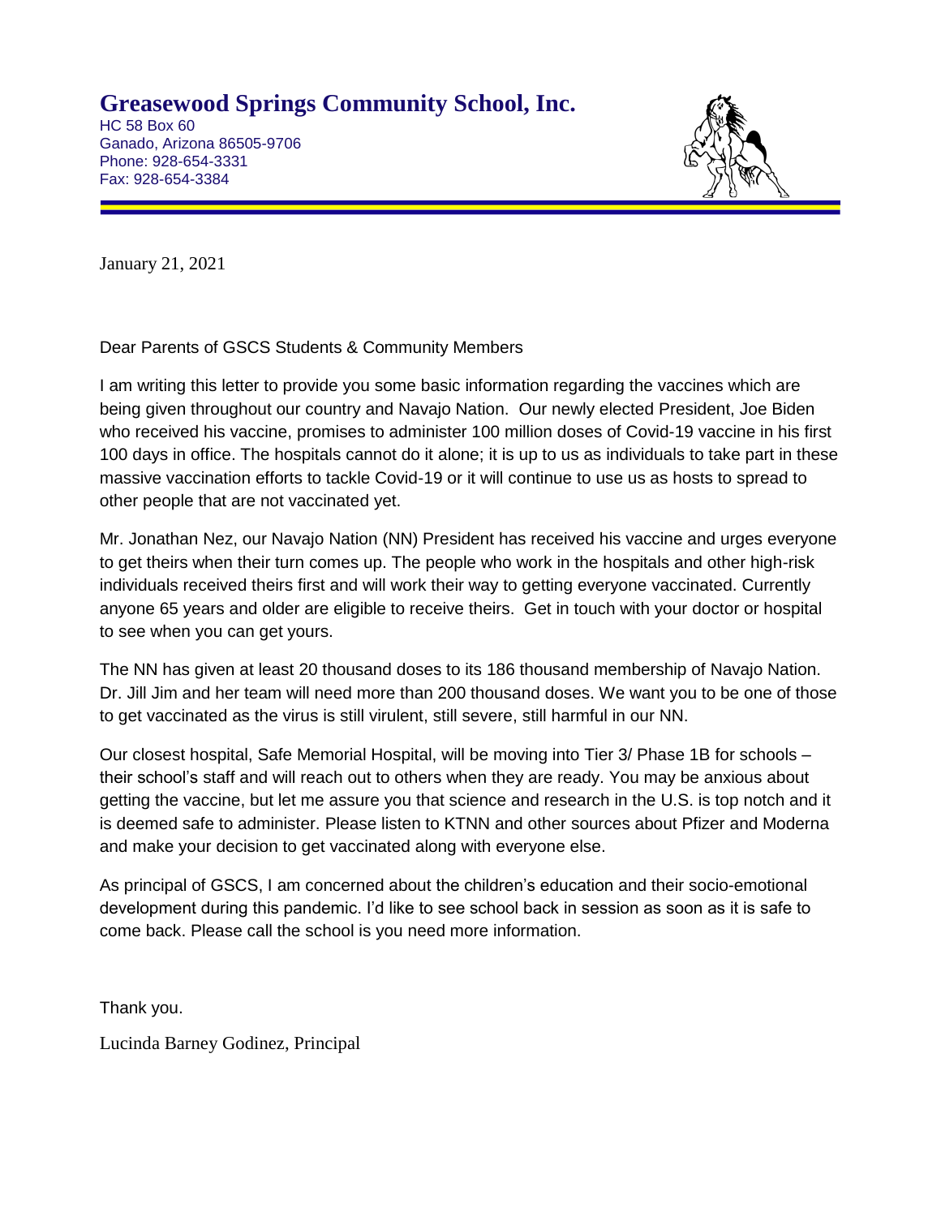# Greasewood Springs Community School, Inc.

HC 58 Box 60
Ganado, Arizona 86505-9706
Phone: 928-654-3331
Fax: 928-654-3384

January 21, 2021

Dear Parents of GSCS Students & Community Members

I am writing this letter to provide you some basic information regarding the vaccines which are being given throughout our country and Navajo Nation. Our newly elected President, Joe Biden who received his vaccine, promises to administer 100 million doses of Covid-19 vaccine in his first 100 days in office. The hospitals cannot do it alone; it is up to us as individuals to take part in these massive vaccination efforts to tackle Covid-19 or it will continue to use us as hosts to spread to other people that are not vaccinated yet.

Mr. Jonathan Nez, our Navajo Nation (NN) President has received his vaccine and urges everyone to get theirs when their turn comes up. The people who work in the hospitals and other high-risk individuals received theirs first and will work their way to getting everyone vaccinated. Currently anyone 65 years and older are eligible to receive theirs. Get in touch with your doctor or hospital to see when you can get yours.

The NN has given at least 20 thousand doses to its 186 thousand membership of Navajo Nation. Dr. Jill Jim and her team will need more than 200 thousand doses. We want you to be one of those to get vaccinated as the virus is still virulent, still severe, still harmful in our NN.

Our closest hospital, Safe Memorial Hospital, will be moving into Tier 3/ Phase 1B for schools – their school's staff and will reach out to others when they are ready. You may be anxious about getting the vaccine, but let me assure you that science and research in the U.S. is top notch and it is deemed safe to administer. Please listen to KTNN and other sources about Pfizer and Moderna and make your decision to get vaccinated along with everyone else.

As principal of GSCS, I am concerned about the children's education and their socio-emotional development during this pandemic. I'd like to see school back in session as soon as it is safe to come back. Please call the school is you need more information.

Thank you.

Lucinda Barney Godinez, Principal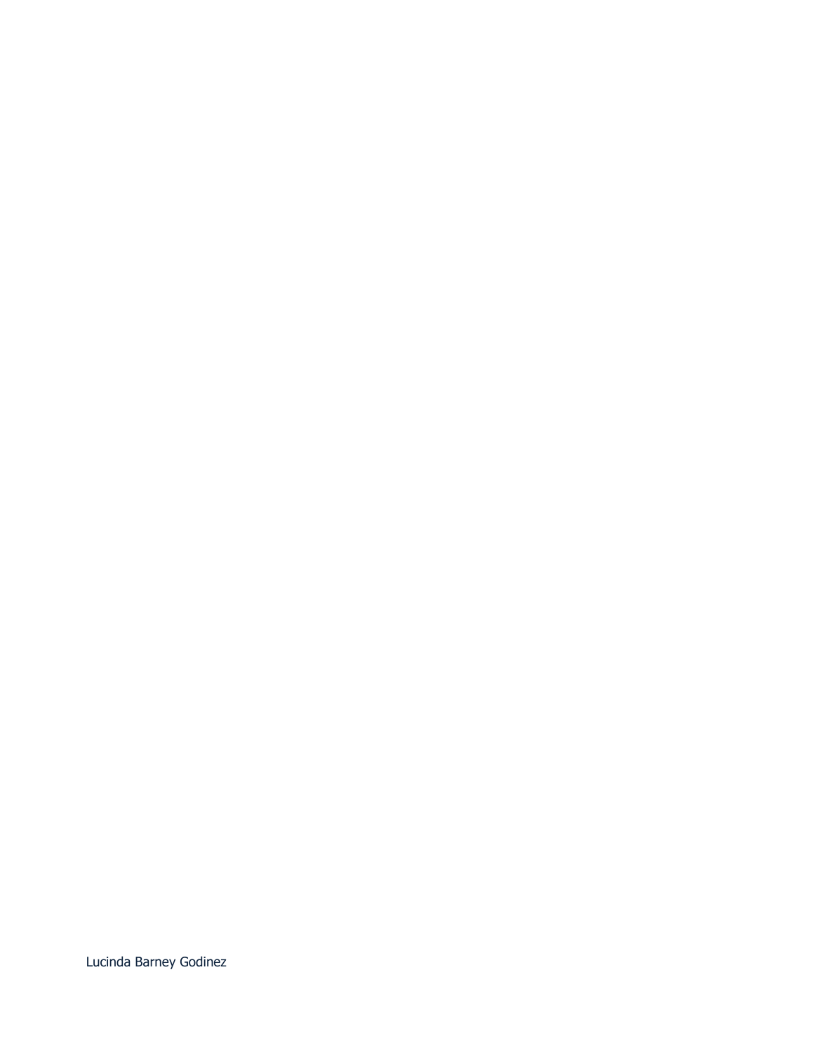Lucinda Barney Godinez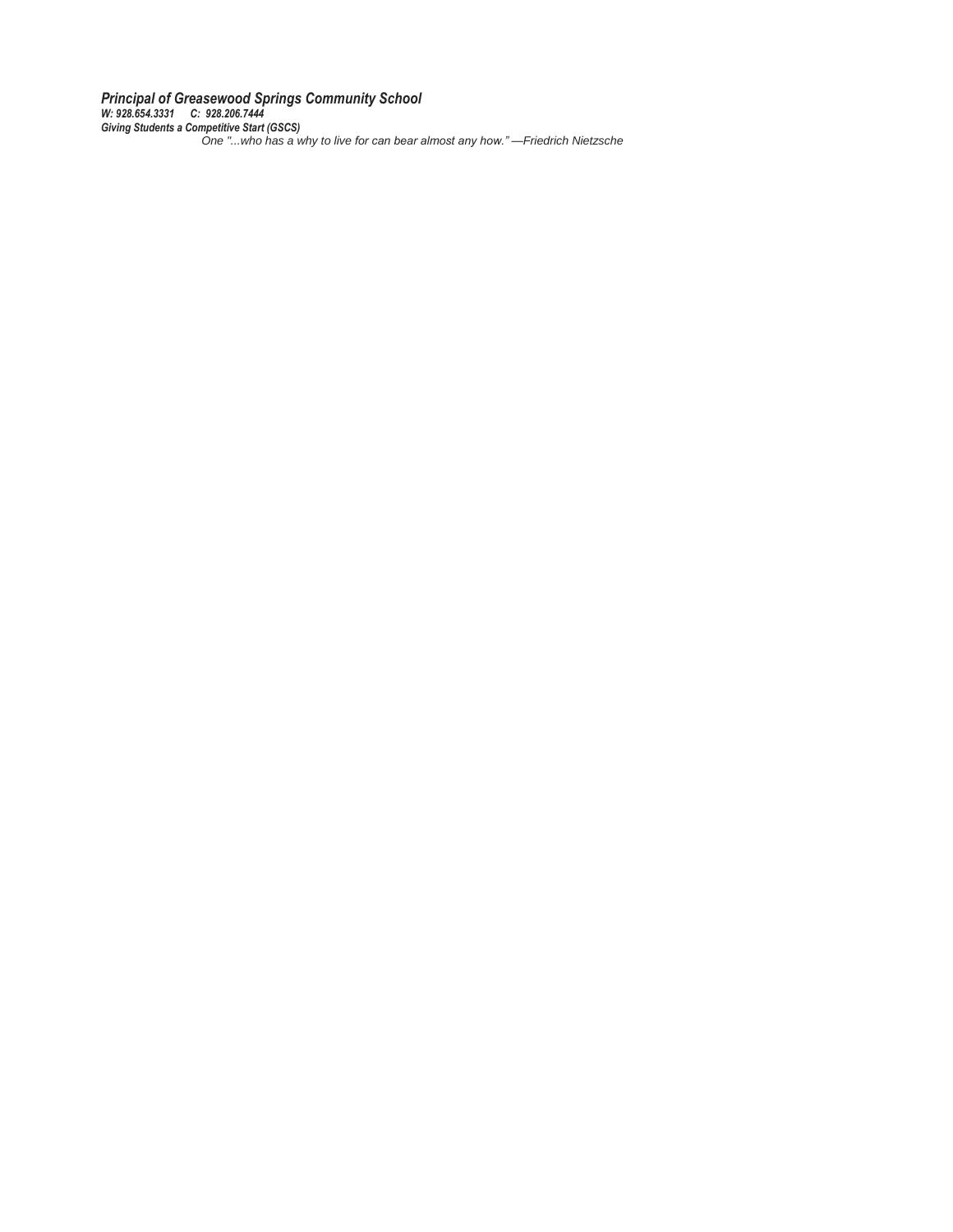***Principal of Greasewood Springs Community School***
***W: 928.654.3331 C: 928.206.7444***
***Giving Students a Competitive Start (GSCS)***

*One "...who has a why to live for can bear almost any how." —Friedrich Nietzsche*